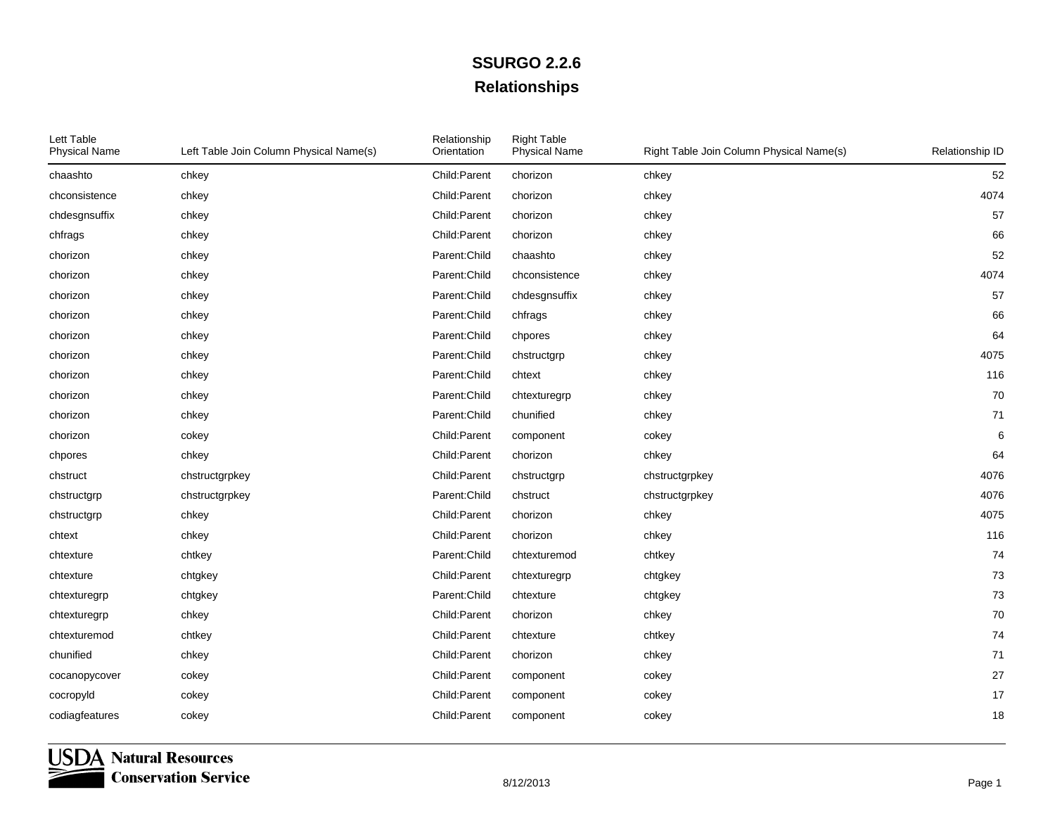# SSURGO 2.2.6

## Relationships

| Lett Table Physical Name | Left Table Join Column Physical Name(s) | Relationship Orientation | Right Table Physical Name | Right Table Join Column Physical Name(s) | Relationship ID |
|---|---|---|---|---|---|
| chaashto | chkey | Child:Parent | chorizon | chkey | 52 |
| chconsistence | chkey | Child:Parent | chorizon | chkey | 4074 |
| chdesgnsuffix | chkey | Child:Parent | chorizon | chkey | 57 |
| chfrags | chkey | Child:Parent | chorizon | chkey | 66 |
| chorizon | chkey | Parent:Child | chaashto | chkey | 52 |
| chorizon | chkey | Parent:Child | chconsistence | chkey | 4074 |
| chorizon | chkey | Parent:Child | chdesgnsuffix | chkey | 57 |
| chorizon | chkey | Parent:Child | chfrags | chkey | 66 |
| chorizon | chkey | Parent:Child | chpores | chkey | 64 |
| chorizon | chkey | Parent:Child | chstructgrp | chkey | 4075 |
| chorizon | chkey | Parent:Child | chtext | chkey | 116 |
| chorizon | chkey | Parent:Child | chtexturegrp | chkey | 70 |
| chorizon | chkey | Parent:Child | chunified | chkey | 71 |
| chorizon | cokey | Child:Parent | component | cokey | 6 |
| chpores | chkey | Child:Parent | chorizon | chkey | 64 |
| chstruct | chstructgrpkey | Child:Parent | chstructgrp | chstructgrpkey | 4076 |
| chstructgrp | chstructgrpkey | Parent:Child | chstruct | chstructgrpkey | 4076 |
| chstructgrp | chkey | Child:Parent | chorizon | chkey | 4075 |
| chtext | chkey | Child:Parent | chorizon | chkey | 116 |
| chtexture | chtkey | Parent:Child | chtexturemod | chtkey | 74 |
| chtexture | chtgkey | Child:Parent | chtexturegrp | chtgkey | 73 |
| chtexturegrp | chtgkey | Parent:Child | chtexture | chtgkey | 73 |
| chtexturegrp | chkey | Child:Parent | chorizon | chkey | 70 |
| chtexturemod | chtkey | Child:Parent | chtexture | chtkey | 74 |
| chunified | chkey | Child:Parent | chorizon | chkey | 71 |
| cocanopycover | cokey | Child:Parent | component | cokey | 27 |
| cocropyld | cokey | Child:Parent | component | cokey | 17 |
| codiagfeatures | cokey | Child:Parent | component | cokey | 18 |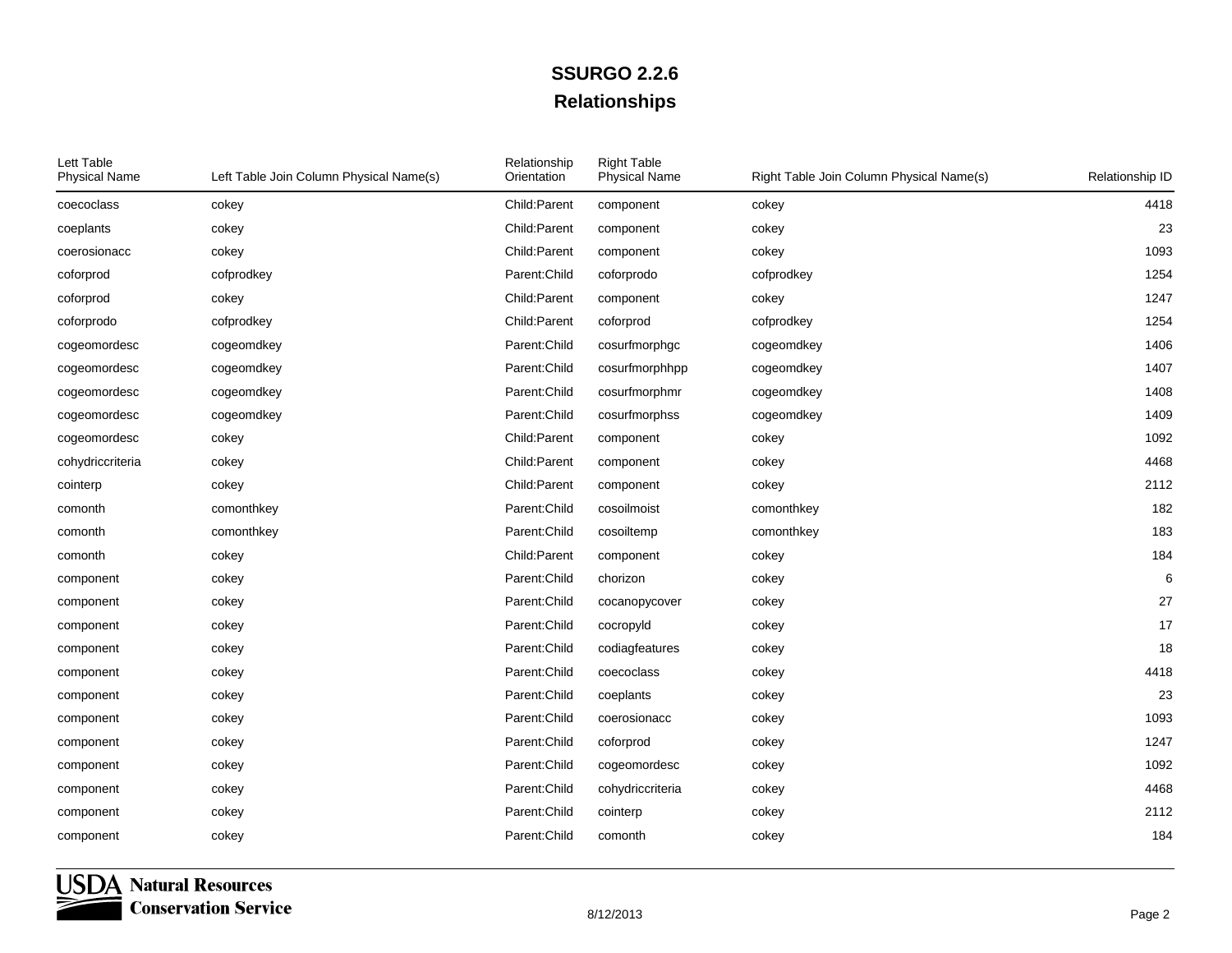# SSURGO 2.2.6

## Relationships

| Lett Table Physical Name | Left Table Join Column Physical Name(s) | Relationship Orientation | Right Table Physical Name | Right Table Join Column Physical Name(s) | Relationship ID |
|---|---|---|---|---|---|
| coecoclass | cokey | Child:Parent | component | cokey | 4418 |
| coeplants | cokey | Child:Parent | component | cokey | 23 |
| coerosionacc | cokey | Child:Parent | component | cokey | 1093 |
| coforprod | cofprodkey | Parent:Child | coforprodo | cofprodkey | 1254 |
| coforprod | cokey | Child:Parent | component | cokey | 1247 |
| coforprodo | cofprodkey | Child:Parent | coforprod | cofprodkey | 1254 |
| cogeomordesc | cogeomdkey | Parent:Child | cosurfmorphgc | cogeomdkey | 1406 |
| cogeomordesc | cogeomdkey | Parent:Child | cosurfmorphhpp | cogeomdkey | 1407 |
| cogeomordesc | cogeomdkey | Parent:Child | cosurfmorphmr | cogeomdkey | 1408 |
| cogeomordesc | cogeomdkey | Parent:Child | cosurfmorphss | cogeomdkey | 1409 |
| cogeomordesc | cokey | Child:Parent | component | cokey | 1092 |
| cohydriccriteria | cokey | Child:Parent | component | cokey | 4468 |
| cointerp | cokey | Child:Parent | component | cokey | 2112 |
| comonth | comonthkey | Parent:Child | cosoilmoist | comonthkey | 182 |
| comonth | comonthkey | Parent:Child | cosoiltemp | comonthkey | 183 |
| comonth | cokey | Child:Parent | component | cokey | 184 |
| component | cokey | Parent:Child | chorizon | cokey | 6 |
| component | cokey | Parent:Child | cocanopycover | cokey | 27 |
| component | cokey | Parent:Child | cocropyld | cokey | 17 |
| component | cokey | Parent:Child | codiagfeatures | cokey | 18 |
| component | cokey | Parent:Child | coecoclass | cokey | 4418 |
| component | cokey | Parent:Child | coeplants | cokey | 23 |
| component | cokey | Parent:Child | coerosionacc | cokey | 1093 |
| component | cokey | Parent:Child | coforprod | cokey | 1247 |
| component | cokey | Parent:Child | cogeomordesc | cokey | 1092 |
| component | cokey | Parent:Child | cohydriccriteria | cokey | 4468 |
| component | cokey | Parent:Child | cointerp | cokey | 2112 |
| component | cokey | Parent:Child | comonth | cokey | 184 |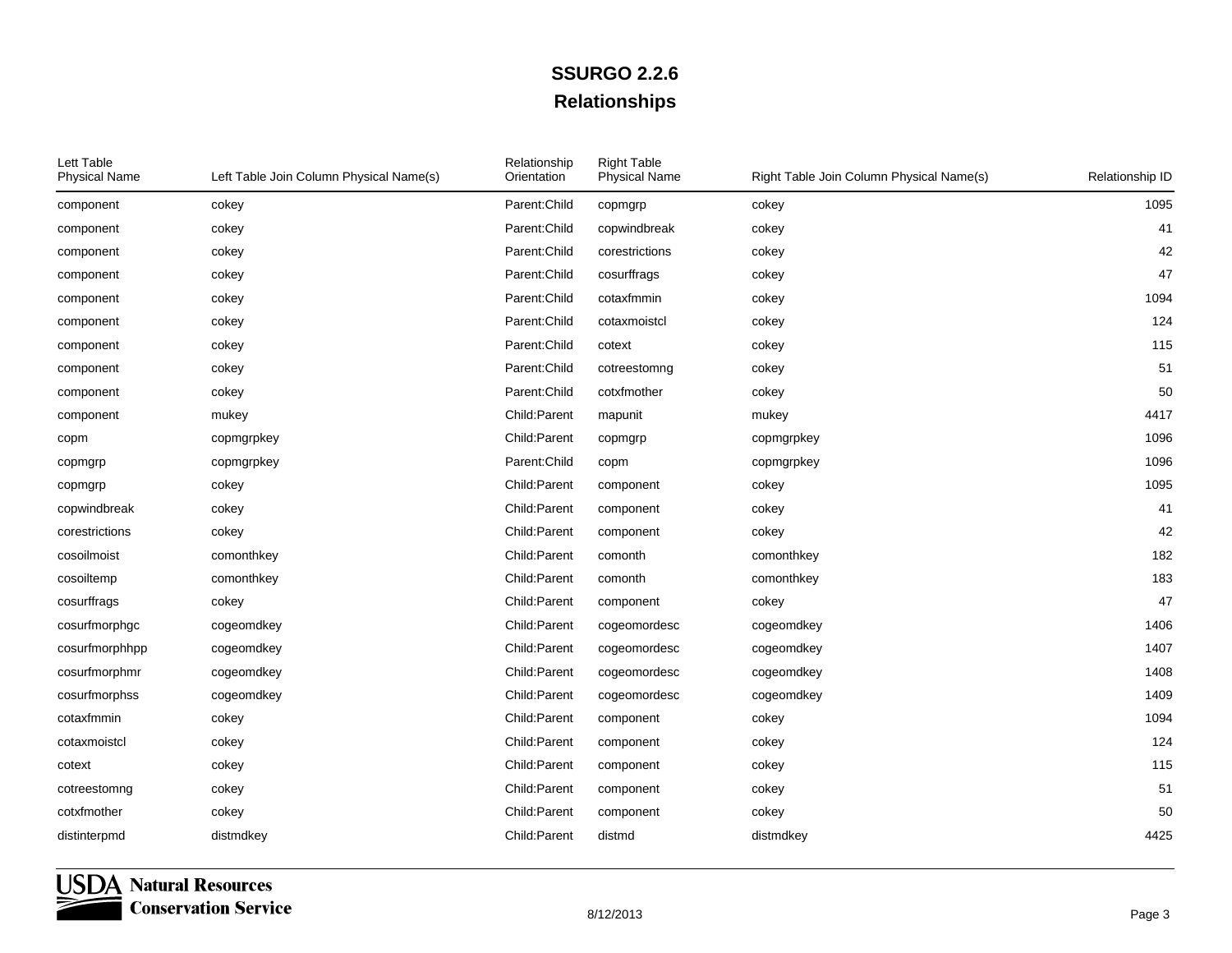# SSURGO 2.2.6

## Relationships

| Lett Table Physical Name | Left Table Join Column Physical Name(s) | Relationship Orientation | Right Table Physical Name | Right Table Join Column Physical Name(s) | Relationship ID |
|---|---|---|---|---|---|
| component | cokey | Parent:Child | copmgrp | cokey | 1095 |
| component | cokey | Parent:Child | copwindbreak | cokey | 41 |
| component | cokey | Parent:Child | corestrictions | cokey | 42 |
| component | cokey | Parent:Child | cosurffrags | cokey | 47 |
| component | cokey | Parent:Child | cotaxfmmin | cokey | 1094 |
| component | cokey | Parent:Child | cotaxmoistcl | cokey | 124 |
| component | cokey | Parent:Child | cotext | cokey | 115 |
| component | cokey | Parent:Child | cotreestomng | cokey | 51 |
| component | cokey | Parent:Child | cotxfmother | cokey | 50 |
| component | mukey | Child:Parent | mapunit | mukey | 4417 |
| copm | copmgrpkey | Child:Parent | copmgrp | copmgrpkey | 1096 |
| copmgrp | copmgrpkey | Parent:Child | copm | copmgrpkey | 1096 |
| copmgrp | cokey | Child:Parent | component | cokey | 1095 |
| copwindbreak | cokey | Child:Parent | component | cokey | 41 |
| corestrictions | cokey | Child:Parent | component | cokey | 42 |
| cosoilmoist | comonthkey | Child:Parent | comonth | comonthkey | 182 |
| cosoiltemp | comonthkey | Child:Parent | comonth | comonthkey | 183 |
| cosurffrags | cokey | Child:Parent | component | cokey | 47 |
| cosurfmorphgc | cogeomdkey | Child:Parent | cogeomordesc | cogeomdkey | 1406 |
| cosurfmorphhpp | cogeomdkey | Child:Parent | cogeomordesc | cogeomdkey | 1407 |
| cosurfmorphmr | cogeomdkey | Child:Parent | cogeomordesc | cogeomdkey | 1408 |
| cosurfmorphss | cogeomdkey | Child:Parent | cogeomordesc | cogeomdkey | 1409 |
| cotaxfmmin | cokey | Child:Parent | component | cokey | 1094 |
| cotaxmoistcl | cokey | Child:Parent | component | cokey | 124 |
| cotext | cokey | Child:Parent | component | cokey | 115 |
| cotreestomng | cokey | Child:Parent | component | cokey | 51 |
| cotxfmother | cokey | Child:Parent | component | cokey | 50 |
| distinterpmd | distmdkey | Child:Parent | distmd | distmdkey | 4425 |

USDA Natural Resources Conservation Service

8/12/2013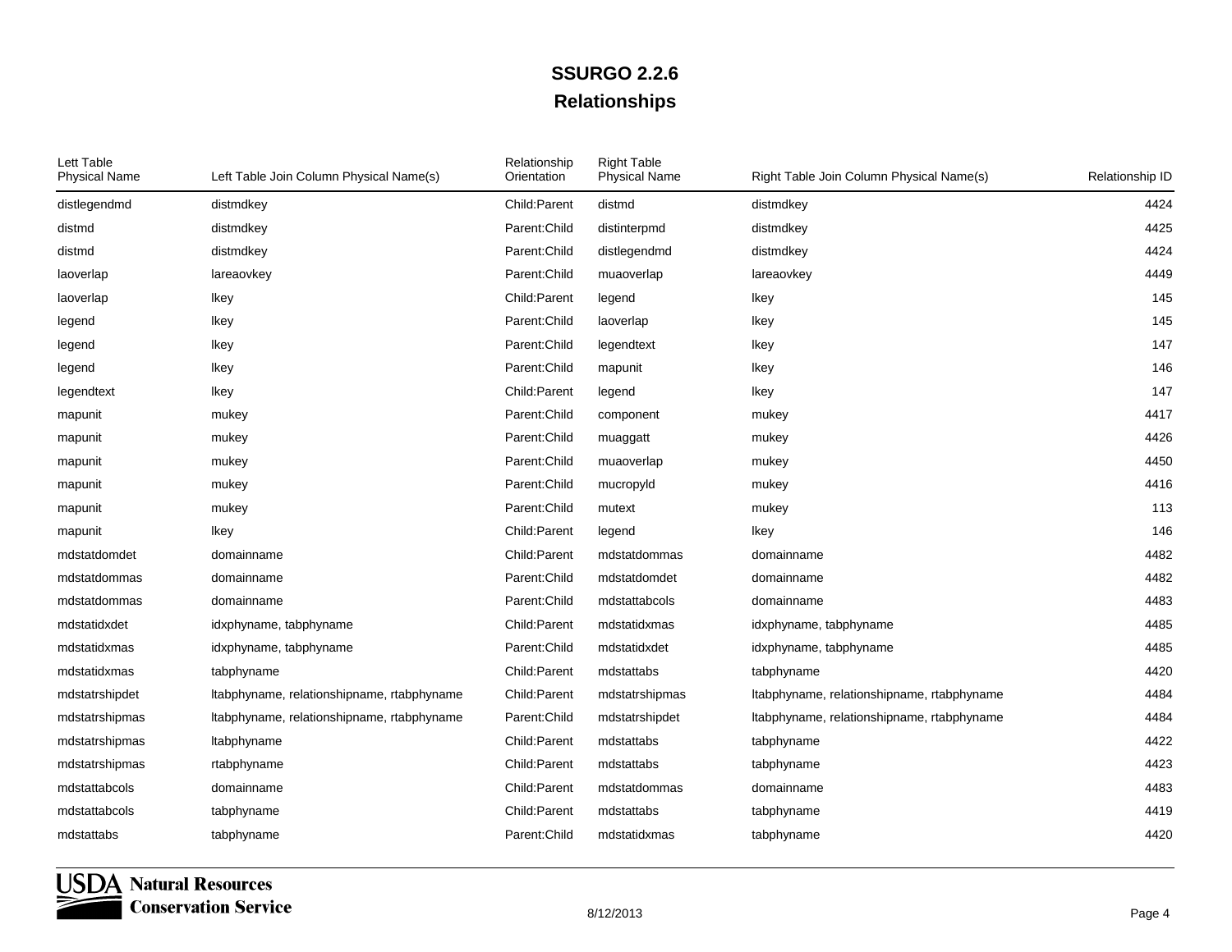# SSURGO 2.2.6

## Relationships

| Lett Table Physical Name | Left Table Join Column Physical Name(s) | Relationship Orientation | Right Table Physical Name | Right Table Join Column Physical Name(s) | Relationship ID |
|---|---|---|---|---|---|
| distlegendmd | distmdkey | Child:Parent | distmd | distmdkey | 4424 |
| distmd | distmdkey | Parent:Child | distinterpmd | distmdkey | 4425 |
| distmd | distmdkey | Parent:Child | distlegendmd | distmdkey | 4424 |
| laoverlap | lareaovkey | Parent:Child | muaoverlap | lareaovkey | 4449 |
| laoverlap | lkey | Child:Parent | legend | lkey | 145 |
| legend | lkey | Parent:Child | laoverlap | lkey | 145 |
| legend | lkey | Parent:Child | legendtext | lkey | 147 |
| legend | lkey | Parent:Child | mapunit | lkey | 146 |
| legendtext | lkey | Child:Parent | legend | lkey | 147 |
| mapunit | mukey | Parent:Child | component | mukey | 4417 |
| mapunit | mukey | Parent:Child | muaggatt | mukey | 4426 |
| mapunit | mukey | Parent:Child | muaoverlap | mukey | 4450 |
| mapunit | mukey | Parent:Child | mucropyld | mukey | 4416 |
| mapunit | mukey | Parent:Child | mutext | mukey | 113 |
| mapunit | lkey | Child:Parent | legend | lkey | 146 |
| mdstatdomdet | domainname | Child:Parent | mdstatdommas | domainname | 4482 |
| mdstatdommas | domainname | Parent:Child | mdstatdomdet | domainname | 4482 |
| mdstatdommas | domainname | Parent:Child | mdstattabcols | domainname | 4483 |
| mdstatidxdet | idxphyname, tabphyname | Child:Parent | mdstatidxmas | idxphyname, tabphyname | 4485 |
| mdstatidxmas | idxphyname, tabphyname | Parent:Child | mdstatidxdet | idxphyname, tabphyname | 4485 |
| mdstatidxmas | tabphyname | Child:Parent | mdstattabs | tabphyname | 4420 |
| mdstatrshipdet | ltabphyname, relationshipname, rtabphyname | Child:Parent | mdstatrshipmas | ltabphyname, relationshipname, rtabphyname | 4484 |
| mdstatrshipmas | ltabphyname, relationshipname, rtabphyname | Parent:Child | mdstatrshipdet | ltabphyname, relationshipname, rtabphyname | 4484 |
| mdstatrshipmas | ltabphyname | Child:Parent | mdstattabs | tabphyname | 4422 |
| mdstatrshipmas | rtabphyname | Child:Parent | mdstattabs | tabphyname | 4423 |
| mdstattabcols | domainname | Child:Parent | mdstatdommas | domainname | 4483 |
| mdstattabcols | tabphyname | Child:Parent | mdstattabs | tabphyname | 4419 |
| mdstattabs | tabphyname | Parent:Child | mdstatidxmas | tabphyname | 4420 |

USDA Natural Resources Conservation Service

8/12/2013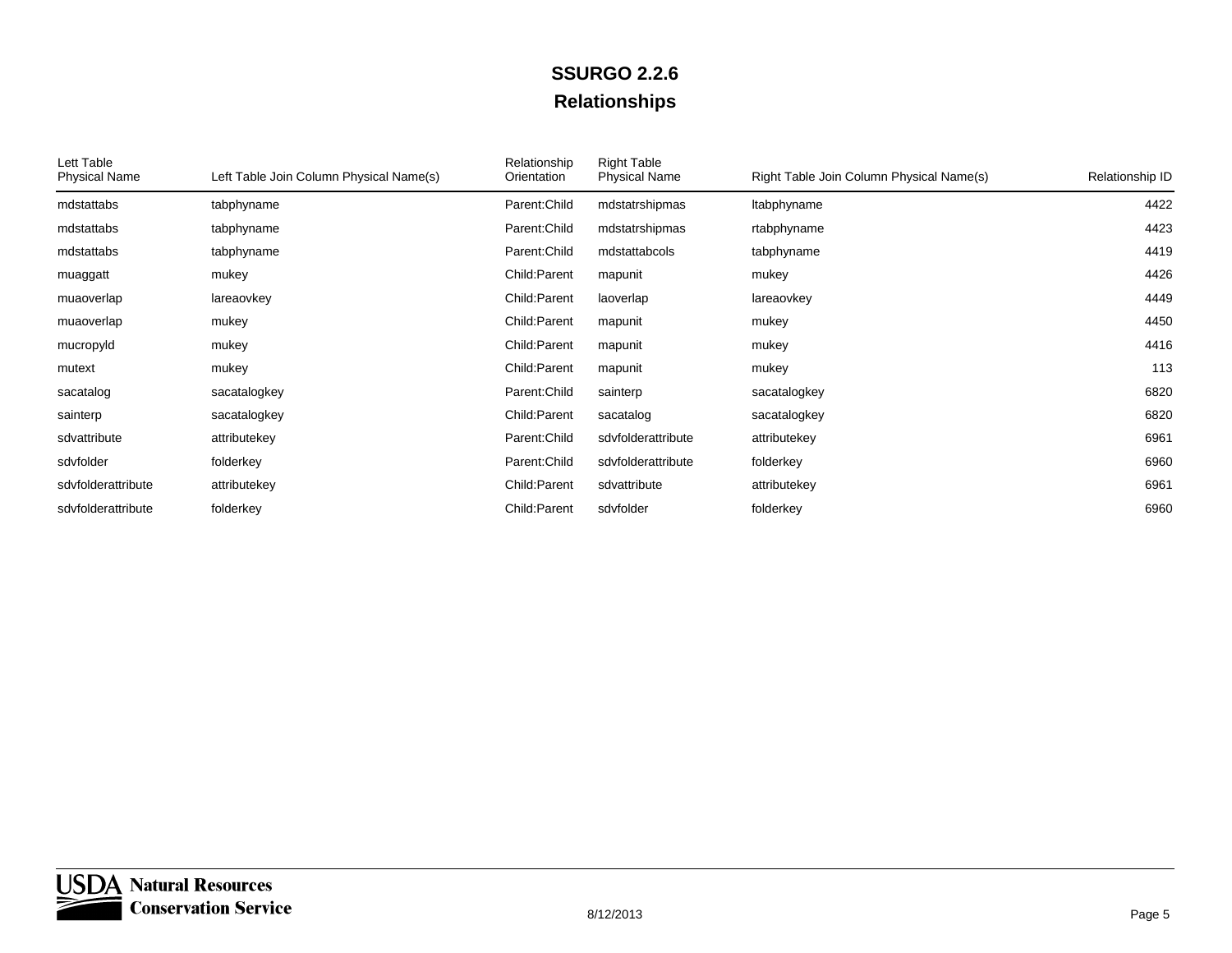# SSURGO 2.2.6

## Relationships

| Lett Table Physical Name | Left Table Join Column Physical Name(s) | Relationship Orientation | Right Table Physical Name | Right Table Join Column Physical Name(s) | Relationship ID |
|---|---|---|---|---|---|
| mdstattabs | tabphyname | Parent:Child | mdstatrshipmas | ltabphyname | 4422 |
| mdstattabs | tabphyname | Parent:Child | mdstatrshipmas | rtabphyname | 4423 |
| mdstattabs | tabphyname | Parent:Child | mdstattabcols | tabphyname | 4419 |
| muaggatt | mukey | Child:Parent | mapunit | mukey | 4426 |
| muaoverlap | lareaovkey | Child:Parent | laoverlap | lareaovkey | 4449 |
| muaoverlap | mukey | Child:Parent | mapunit | mukey | 4450 |
| mucropyld | mukey | Child:Parent | mapunit | mukey | 4416 |
| mutext | mukey | Child:Parent | mapunit | mukey | 113 |
| sacatalog | sacatalogkey | Parent:Child | sainterp | sacatalogkey | 6820 |
| sainterp | sacatalogkey | Child:Parent | sacatalog | sacatalogkey | 6820 |
| sdvattribute | attributekey | Parent:Child | sdvfolderattribute | attributekey | 6961 |
| sdvfolder | folderkey | Parent:Child | sdvfolderattribute | folderkey | 6960 |
| sdvfolderattribute | attributekey | Child:Parent | sdvattribute | attributekey | 6961 |
| sdvfolderattribute | folderkey | Child:Parent | sdvfolder | folderkey | 6960 |

8/12/2013